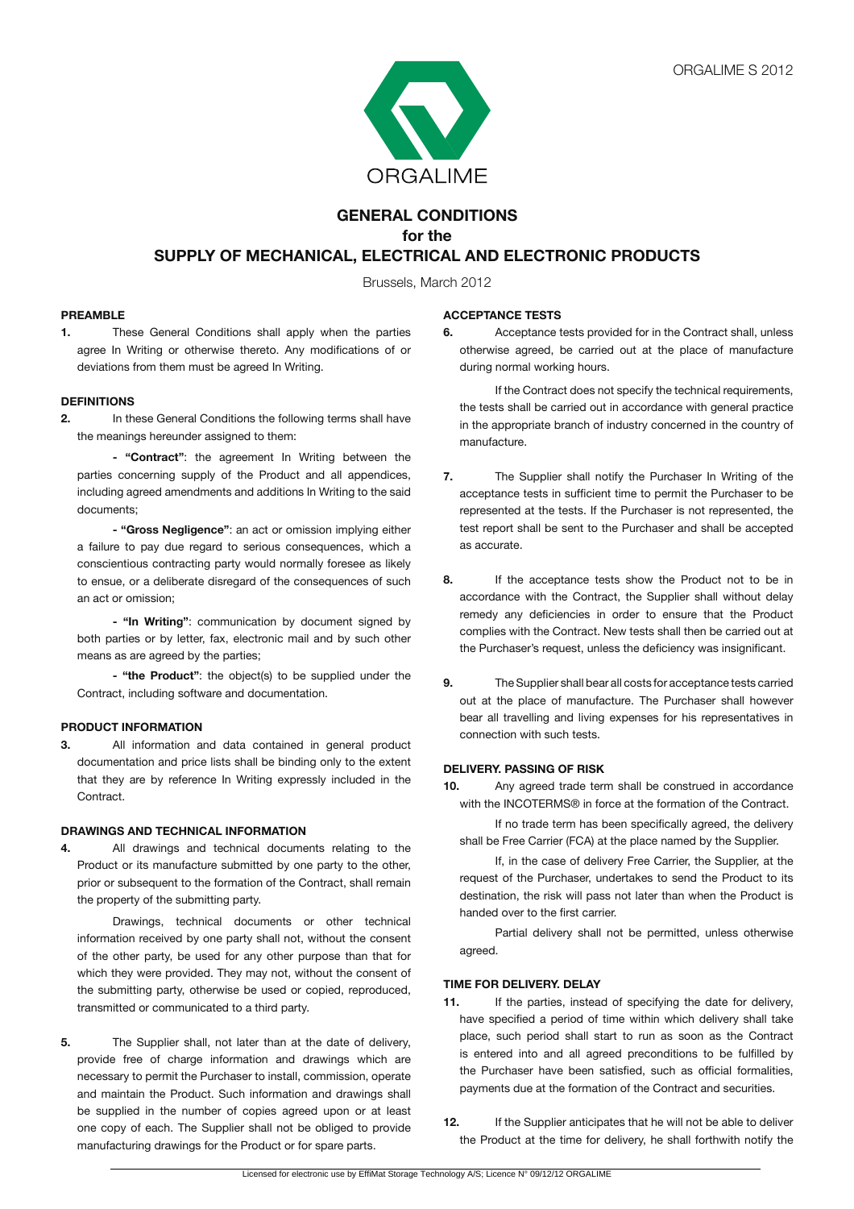ORGALIME S 2012

ORGALIME

# GENERAL CONDITIONS
# for the
# SUPPLY OF MECHANICAL, ELECTRICAL AND ELECTRONIC PRODUCTS

Brussels, March 2012

## PREAMBLE

**1.** These General Conditions shall apply when the parties agree In Writing or otherwise thereto. Any modifications of or deviations from them must be agreed In Writing.

## DEFINITIONS

**2.** In these General Conditions the following terms shall have the meanings hereunder assigned to them:

**- "Contract"**: the agreement In Writing between the parties concerning supply of the Product and all appendices, including agreed amendments and additions In Writing to the said documents;

**- "Gross Negligence"**: an act or omission implying either a failure to pay due regard to serious consequences, which a conscientious contracting party would normally foresee as likely to ensue, or a deliberate disregard of the consequences of such an act or omission;

**- "In Writing"**: communication by document signed by both parties or by letter, fax, electronic mail and by such other means as are agreed by the parties;

**- "the Product"**: the object(s) to be supplied under the Contract, including software and documentation.

## PRODUCT INFORMATION

**3.** All information and data contained in general product documentation and price lists shall be binding only to the extent that they are by reference In Writing expressly included in the Contract.

## DRAWINGS AND TECHNICAL INFORMATION

**4.** All drawings and technical documents relating to the Product or its manufacture submitted by one party to the other, prior or subsequent to the formation of the Contract, shall remain the property of the submitting party.

Drawings, technical documents or other technical information received by one party shall not, without the consent of the other party, be used for any other purpose than that for which they were provided. They may not, without the consent of the submitting party, otherwise be used or copied, reproduced, transmitted or communicated to a third party.

**5.** The Supplier shall, not later than at the date of delivery, provide free of charge information and drawings which are necessary to permit the Purchaser to install, commission, operate and maintain the Product. Such information and drawings shall be supplied in the number of copies agreed upon or at least one copy of each. The Supplier shall not be obliged to provide manufacturing drawings for the Product or for spare parts.

## ACCEPTANCE TESTS

**6.** Acceptance tests provided for in the Contract shall, unless otherwise agreed, be carried out at the place of manufacture during normal working hours.

If the Contract does not specify the technical requirements, the tests shall be carried out in accordance with general practice in the appropriate branch of industry concerned in the country of manufacture.

**7.** The Supplier shall notify the Purchaser In Writing of the acceptance tests in sufficient time to permit the Purchaser to be represented at the tests. If the Purchaser is not represented, the test report shall be sent to the Purchaser and shall be accepted as accurate.

**8.** If the acceptance tests show the Product not to be in accordance with the Contract, the Supplier shall without delay remedy any deficiencies in order to ensure that the Product complies with the Contract. New tests shall then be carried out at the Purchaser's request, unless the deficiency was insignificant.

**9.** The Supplier shall bear all costs for acceptance tests carried out at the place of manufacture. The Purchaser shall however bear all travelling and living expenses for his representatives in connection with such tests.

## DELIVERY. PASSING OF RISK

**10.** Any agreed trade term shall be construed in accordance with the INCOTERMS® in force at the formation of the Contract.

If no trade term has been specifically agreed, the delivery shall be Free Carrier (FCA) at the place named by the Supplier.

If, in the case of delivery Free Carrier, the Supplier, at the request of the Purchaser, undertakes to send the Product to its destination, the risk will pass not later than when the Product is handed over to the first carrier.

Partial delivery shall not be permitted, unless otherwise agreed.

## TIME FOR DELIVERY. DELAY

**11.** If the parties, instead of specifying the date for delivery, have specified a period of time within which delivery shall take place, such period shall start to run as soon as the Contract is entered into and all agreed preconditions to be fulfilled by the Purchaser have been satisfied, such as official formalities, payments due at the formation of the Contract and securities.

**12.** If the Supplier anticipates that he will not be able to deliver the Product at the time for delivery, he shall forthwith notify the

Licensed for electronic use by EffiMat Storage Technology A/S; Licence N° 09/12/12 ORGALIME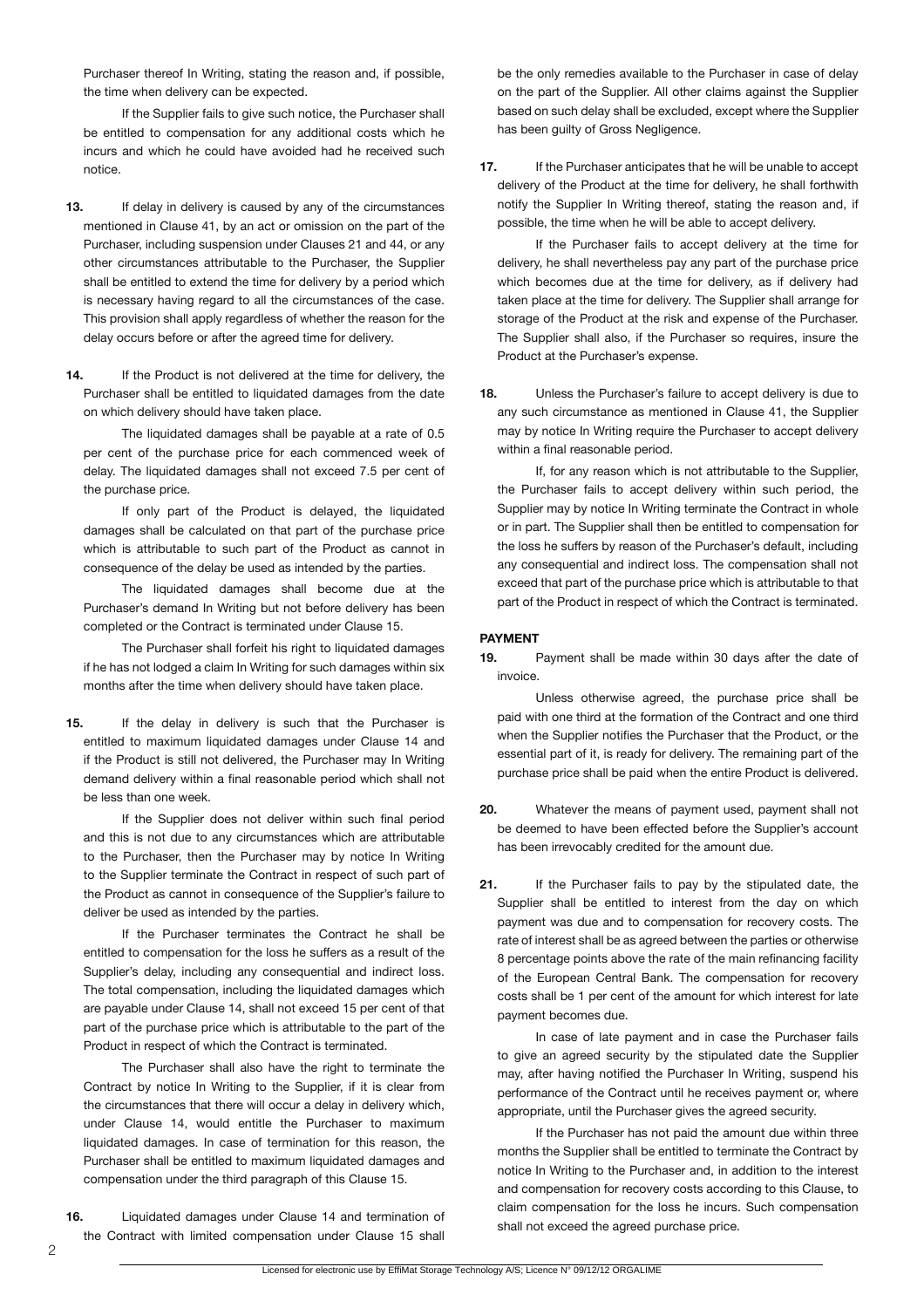Purchaser thereof In Writing, stating the reason and, if possible, the time when delivery can be expected.

If the Supplier fails to give such notice, the Purchaser shall be entitled to compensation for any additional costs which he incurs and which he could have avoided had he received such notice.

**13.** If delay in delivery is caused by any of the circumstances mentioned in Clause 41, by an act or omission on the part of the Purchaser, including suspension under Clauses 21 and 44, or any other circumstances attributable to the Purchaser, the Supplier shall be entitled to extend the time for delivery by a period which is necessary having regard to all the circumstances of the case. This provision shall apply regardless of whether the reason for the delay occurs before or after the agreed time for delivery.

**14.** If the Product is not delivered at the time for delivery, the Purchaser shall be entitled to liquidated damages from the date on which delivery should have taken place.

The liquidated damages shall be payable at a rate of 0.5 per cent of the purchase price for each commenced week of delay. The liquidated damages shall not exceed 7.5 per cent of the purchase price.

If only part of the Product is delayed, the liquidated damages shall be calculated on that part of the purchase price which is attributable to such part of the Product as cannot in consequence of the delay be used as intended by the parties.

The liquidated damages shall become due at the Purchaser's demand In Writing but not before delivery has been completed or the Contract is terminated under Clause 15.

The Purchaser shall forfeit his right to liquidated damages if he has not lodged a claim In Writing for such damages within six months after the time when delivery should have taken place.

**15.** If the delay in delivery is such that the Purchaser is entitled to maximum liquidated damages under Clause 14 and if the Product is still not delivered, the Purchaser may In Writing demand delivery within a final reasonable period which shall not be less than one week.

If the Supplier does not deliver within such final period and this is not due to any circumstances which are attributable to the Purchaser, then the Purchaser may by notice In Writing to the Supplier terminate the Contract in respect of such part of the Product as cannot in consequence of the Supplier's failure to deliver be used as intended by the parties.

If the Purchaser terminates the Contract he shall be entitled to compensation for the loss he suffers as a result of the Supplier's delay, including any consequential and indirect loss. The total compensation, including the liquidated damages which are payable under Clause 14, shall not exceed 15 per cent of that part of the purchase price which is attributable to the part of the Product in respect of which the Contract is terminated.

The Purchaser shall also have the right to terminate the Contract by notice In Writing to the Supplier, if it is clear from the circumstances that there will occur a delay in delivery which, under Clause 14, would entitle the Purchaser to maximum liquidated damages. In case of termination for this reason, the Purchaser shall be entitled to maximum liquidated damages and compensation under the third paragraph of this Clause 15.

**16.** Liquidated damages under Clause 14 and termination of the Contract with limited compensation under Clause 15 shall be the only remedies available to the Purchaser in case of delay on the part of the Supplier. All other claims against the Supplier based on such delay shall be excluded, except where the Supplier has been guilty of Gross Negligence.

**17.** If the Purchaser anticipates that he will be unable to accept delivery of the Product at the time for delivery, he shall forthwith notify the Supplier In Writing thereof, stating the reason and, if possible, the time when he will be able to accept delivery.

If the Purchaser fails to accept delivery at the time for delivery, he shall nevertheless pay any part of the purchase price which becomes due at the time for delivery, as if delivery had taken place at the time for delivery. The Supplier shall arrange for storage of the Product at the risk and expense of the Purchaser. The Supplier shall also, if the Purchaser so requires, insure the Product at the Purchaser's expense.

**18.** Unless the Purchaser's failure to accept delivery is due to any such circumstance as mentioned in Clause 41, the Supplier may by notice In Writing require the Purchaser to accept delivery within a final reasonable period.

If, for any reason which is not attributable to the Supplier, the Purchaser fails to accept delivery within such period, the Supplier may by notice In Writing terminate the Contract in whole or in part. The Supplier shall then be entitled to compensation for the loss he suffers by reason of the Purchaser's default, including any consequential and indirect loss. The compensation shall not exceed that part of the purchase price which is attributable to that part of the Product in respect of which the Contract is terminated.

### PAYMENT

**19.** Payment shall be made within 30 days after the date of invoice.

Unless otherwise agreed, the purchase price shall be paid with one third at the formation of the Contract and one third when the Supplier notifies the Purchaser that the Product, or the essential part of it, is ready for delivery. The remaining part of the purchase price shall be paid when the entire Product is delivered.

**20.** Whatever the means of payment used, payment shall not be deemed to have been effected before the Supplier's account has been irrevocably credited for the amount due.

**21.** If the Purchaser fails to pay by the stipulated date, the Supplier shall be entitled to interest from the day on which payment was due and to compensation for recovery costs. The rate of interest shall be as agreed between the parties or otherwise 8 percentage points above the rate of the main refinancing facility of the European Central Bank. The compensation for recovery costs shall be 1 per cent of the amount for which interest for late payment becomes due.

In case of late payment and in case the Purchaser fails to give an agreed security by the stipulated date the Supplier may, after having notified the Purchaser In Writing, suspend his performance of the Contract until he receives payment or, where appropriate, until the Purchaser gives the agreed security.

If the Purchaser has not paid the amount due within three months the Supplier shall be entitled to terminate the Contract by notice In Writing to the Purchaser and, in addition to the interest and compensation for recovery costs according to this Clause, to claim compensation for the loss he incurs. Such compensation shall not exceed the agreed purchase price.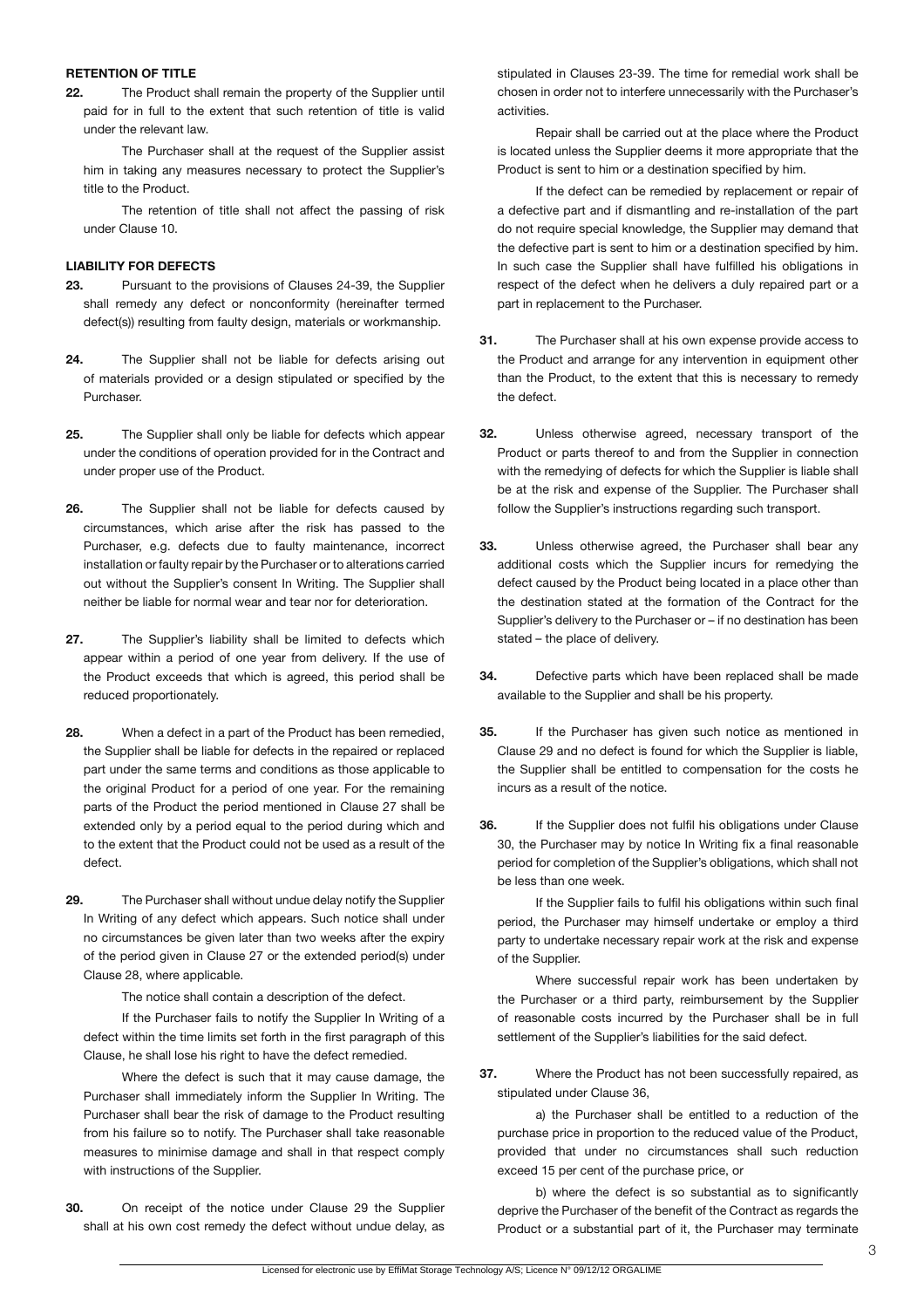**RETENTION OF TITLE**

**22.** The Product shall remain the property of the Supplier until paid for in full to the extent that such retention of title is valid under the relevant law.

The Purchaser shall at the request of the Supplier assist him in taking any measures necessary to protect the Supplier's title to the Product.

The retention of title shall not affect the passing of risk under Clause 10.

**LIABILITY FOR DEFECTS**

**23.** Pursuant to the provisions of Clauses 24-39, the Supplier shall remedy any defect or nonconformity (hereinafter termed defect(s)) resulting from faulty design, materials or workmanship.

**24.** The Supplier shall not be liable for defects arising out of materials provided or a design stipulated or specified by the Purchaser.

**25.** The Supplier shall only be liable for defects which appear under the conditions of operation provided for in the Contract and under proper use of the Product.

**26.** The Supplier shall not be liable for defects caused by circumstances, which arise after the risk has passed to the Purchaser, e.g. defects due to faulty maintenance, incorrect installation or faulty repair by the Purchaser or to alterations carried out without the Supplier's consent In Writing. The Supplier shall neither be liable for normal wear and tear nor for deterioration.

**27.** The Supplier's liability shall be limited to defects which appear within a period of one year from delivery. If the use of the Product exceeds that which is agreed, this period shall be reduced proportionately.

**28.** When a defect in a part of the Product has been remedied, the Supplier shall be liable for defects in the repaired or replaced part under the same terms and conditions as those applicable to the original Product for a period of one year. For the remaining parts of the Product the period mentioned in Clause 27 shall be extended only by a period equal to the period during which and to the extent that the Product could not be used as a result of the defect.

**29.** The Purchaser shall without undue delay notify the Supplier In Writing of any defect which appears. Such notice shall under no circumstances be given later than two weeks after the expiry of the period given in Clause 27 or the extended period(s) under Clause 28, where applicable.

The notice shall contain a description of the defect.

If the Purchaser fails to notify the Supplier In Writing of a defect within the time limits set forth in the first paragraph of this Clause, he shall lose his right to have the defect remedied.

Where the defect is such that it may cause damage, the Purchaser shall immediately inform the Supplier In Writing. The Purchaser shall bear the risk of damage to the Product resulting from his failure so to notify. The Purchaser shall take reasonable measures to minimise damage and shall in that respect comply with instructions of the Supplier.

**30.** On receipt of the notice under Clause 29 the Supplier shall at his own cost remedy the defect without undue delay, as stipulated in Clauses 23-39. The time for remedial work shall be chosen in order not to interfere unnecessarily with the Purchaser's activities.

Repair shall be carried out at the place where the Product is located unless the Supplier deems it more appropriate that the Product is sent to him or a destination specified by him.

If the defect can be remedied by replacement or repair of a defective part and if dismantling and re-installation of the part do not require special knowledge, the Supplier may demand that the defective part is sent to him or a destination specified by him. In such case the Supplier shall have fulfilled his obligations in respect of the defect when he delivers a duly repaired part or a part in replacement to the Purchaser.

**31.** The Purchaser shall at his own expense provide access to the Product and arrange for any intervention in equipment other than the Product, to the extent that this is necessary to remedy the defect.

**32.** Unless otherwise agreed, necessary transport of the Product or parts thereof to and from the Supplier in connection with the remedying of defects for which the Supplier is liable shall be at the risk and expense of the Supplier. The Purchaser shall follow the Supplier's instructions regarding such transport.

**33.** Unless otherwise agreed, the Purchaser shall bear any additional costs which the Supplier incurs for remedying the defect caused by the Product being located in a place other than the destination stated at the formation of the Contract for the Supplier's delivery to the Purchaser or – if no destination has been stated – the place of delivery.

**34.** Defective parts which have been replaced shall be made available to the Supplier and shall be his property.

**35.** If the Purchaser has given such notice as mentioned in Clause 29 and no defect is found for which the Supplier is liable, the Supplier shall be entitled to compensation for the costs he incurs as a result of the notice.

**36.** If the Supplier does not fulfil his obligations under Clause 30, the Purchaser may by notice In Writing fix a final reasonable period for completion of the Supplier's obligations, which shall not be less than one week.

If the Supplier fails to fulfil his obligations within such final period, the Purchaser may himself undertake or employ a third party to undertake necessary repair work at the risk and expense of the Supplier.

Where successful repair work has been undertaken by the Purchaser or a third party, reimbursement by the Supplier of reasonable costs incurred by the Purchaser shall be in full settlement of the Supplier's liabilities for the said defect.

**37.** Where the Product has not been successfully repaired, as stipulated under Clause 36,

a) the Purchaser shall be entitled to a reduction of the purchase price in proportion to the reduced value of the Product, provided that under no circumstances shall such reduction exceed 15 per cent of the purchase price, or

b) where the defect is so substantial as to significantly deprive the Purchaser of the benefit of the Contract as regards the Product or a substantial part of it, the Purchaser may terminate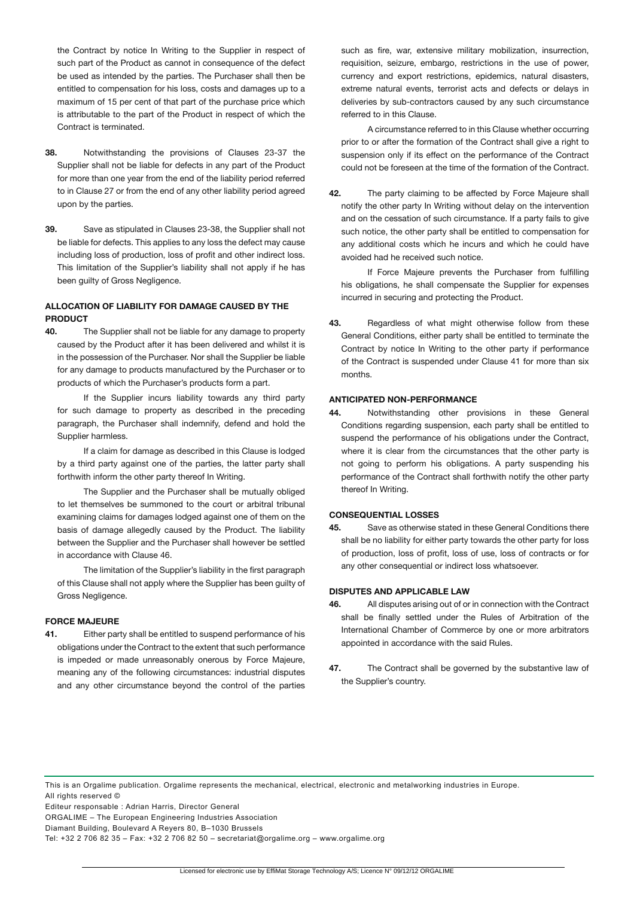the Contract by notice In Writing to the Supplier in respect of such part of the Product as cannot in consequence of the defect be used as intended by the parties. The Purchaser shall then be entitled to compensation for his loss, costs and damages up to a maximum of 15 per cent of that part of the purchase price which is attributable to the part of the Product in respect of which the Contract is terminated.

**38.** Notwithstanding the provisions of Clauses 23-37 the Supplier shall not be liable for defects in any part of the Product for more than one year from the end of the liability period referred to in Clause 27 or from the end of any other liability period agreed upon by the parties.

**39.** Save as stipulated in Clauses 23-38, the Supplier shall not be liable for defects. This applies to any loss the defect may cause including loss of production, loss of profit and other indirect loss. This limitation of the Supplier's liability shall not apply if he has been guilty of Gross Negligence.

### ALLOCATION OF LIABILITY FOR DAMAGE CAUSED BY THE PRODUCT

**40.** The Supplier shall not be liable for any damage to property caused by the Product after it has been delivered and whilst it is in the possession of the Purchaser. Nor shall the Supplier be liable for any damage to products manufactured by the Purchaser or to products of which the Purchaser's products form a part.

If the Supplier incurs liability towards any third party for such damage to property as described in the preceding paragraph, the Purchaser shall indemnify, defend and hold the Supplier harmless.

If a claim for damage as described in this Clause is lodged by a third party against one of the parties, the latter party shall forthwith inform the other party thereof In Writing.

The Supplier and the Purchaser shall be mutually obliged to let themselves be summoned to the court or arbitral tribunal examining claims for damages lodged against one of them on the basis of damage allegedly caused by the Product. The liability between the Supplier and the Purchaser shall however be settled in accordance with Clause 46.

The limitation of the Supplier's liability in the first paragraph of this Clause shall not apply where the Supplier has been guilty of Gross Negligence.

### FORCE MAJEURE

**41.** Either party shall be entitled to suspend performance of his obligations under the Contract to the extent that such performance is impeded or made unreasonably onerous by Force Majeure, meaning any of the following circumstances: industrial disputes and any other circumstance beyond the control of the parties such as fire, war, extensive military mobilization, insurrection, requisition, seizure, embargo, restrictions in the use of power, currency and export restrictions, epidemics, natural disasters, extreme natural events, terrorist acts and defects or delays in deliveries by sub-contractors caused by any such circumstance referred to in this Clause.

A circumstance referred to in this Clause whether occurring prior to or after the formation of the Contract shall give a right to suspension only if its effect on the performance of the Contract could not be foreseen at the time of the formation of the Contract.

**42.** The party claiming to be affected by Force Majeure shall notify the other party In Writing without delay on the intervention and on the cessation of such circumstance. If a party fails to give such notice, the other party shall be entitled to compensation for any additional costs which he incurs and which he could have avoided had he received such notice.

If Force Majeure prevents the Purchaser from fulfilling his obligations, he shall compensate the Supplier for expenses incurred in securing and protecting the Product.

**43.** Regardless of what might otherwise follow from these General Conditions, either party shall be entitled to terminate the Contract by notice In Writing to the other party if performance of the Contract is suspended under Clause 41 for more than six months.

### ANTICIPATED NON-PERFORMANCE

**44.** Notwithstanding other provisions in these General Conditions regarding suspension, each party shall be entitled to suspend the performance of his obligations under the Contract, where it is clear from the circumstances that the other party is not going to perform his obligations. A party suspending his performance of the Contract shall forthwith notify the other party thereof In Writing.

### CONSEQUENTIAL LOSSES

**45.** Save as otherwise stated in these General Conditions there shall be no liability for either party towards the other party for loss of production, loss of profit, loss of use, loss of contracts or for any other consequential or indirect loss whatsoever.

### DISPUTES AND APPLICABLE LAW

**46.** All disputes arising out of or in connection with the Contract shall be finally settled under the Rules of Arbitration of the International Chamber of Commerce by one or more arbitrators appointed in accordance with the said Rules.

**47.** The Contract shall be governed by the substantive law of the Supplier's country.

This is an Orgalime publication. Orgalime represents the mechanical, electrical, electronic and metalworking industries in Europe.
All rights reserved ©
Editeur responsable : Adrian Harris, Director General
ORGALIME – The European Engineering Industries Association
Diamant Building, Boulevard A Reyers 80, B–1030 Brussels
Tel: +32 2 706 82 35 – Fax: +32 2 706 82 50 – secretariat@orgalime.org – www.orgalime.org

Licensed for electronic use by EffiMat Storage Technology A/S; Licence N° 09/12/12 ORGALIME